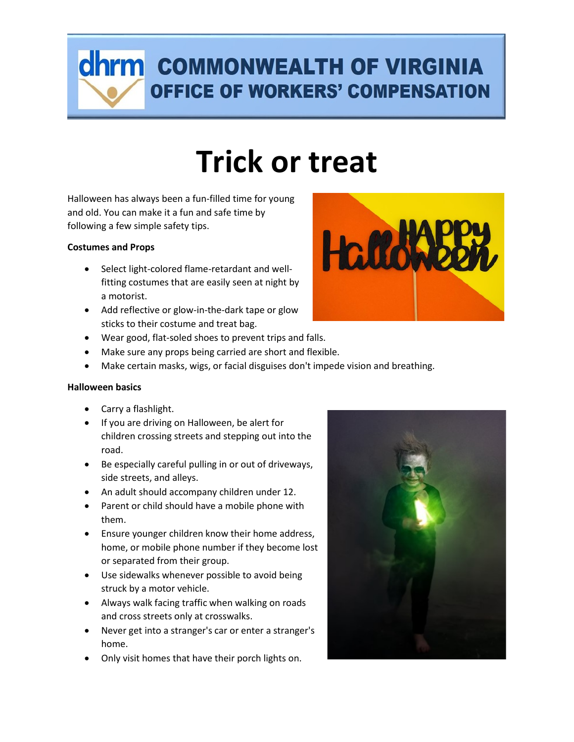# COMMONWEALTH OF VIRGINIA
## OFFICE OF WORKERS' COMPENSATION

# Trick or treat

Halloween has always been a fun-filled time for young and old. You can make it a fun and safe time by following a few simple safety tips.

**Costumes and Props**

- Select light-colored flame-retardant and well-fitting costumes that are easily seen at night by a motorist.
- Add reflective or glow-in-the-dark tape or glow sticks to their costume and treat bag.
- Wear good, flat-soled shoes to prevent trips and falls.
- Make sure any props being carried are short and flexible.
- Make certain masks, wigs, or facial disguises don't impede vision and breathing.

**Halloween basics**

- Carry a flashlight.
- If you are driving on Halloween, be alert for children crossing streets and stepping out into the road.
- Be especially careful pulling in or out of driveways, side streets, and alleys.
- An adult should accompany children under 12.
- Parent or child should have a mobile phone with them.
- Ensure younger children know their home address, home, or mobile phone number if they become lost or separated from their group.
- Use sidewalks whenever possible to avoid being struck by a motor vehicle.
- Always walk facing traffic when walking on roads and cross streets only at crosswalks.
- Never get into a stranger's car or enter a stranger's home.
- Only visit homes that have their porch lights on.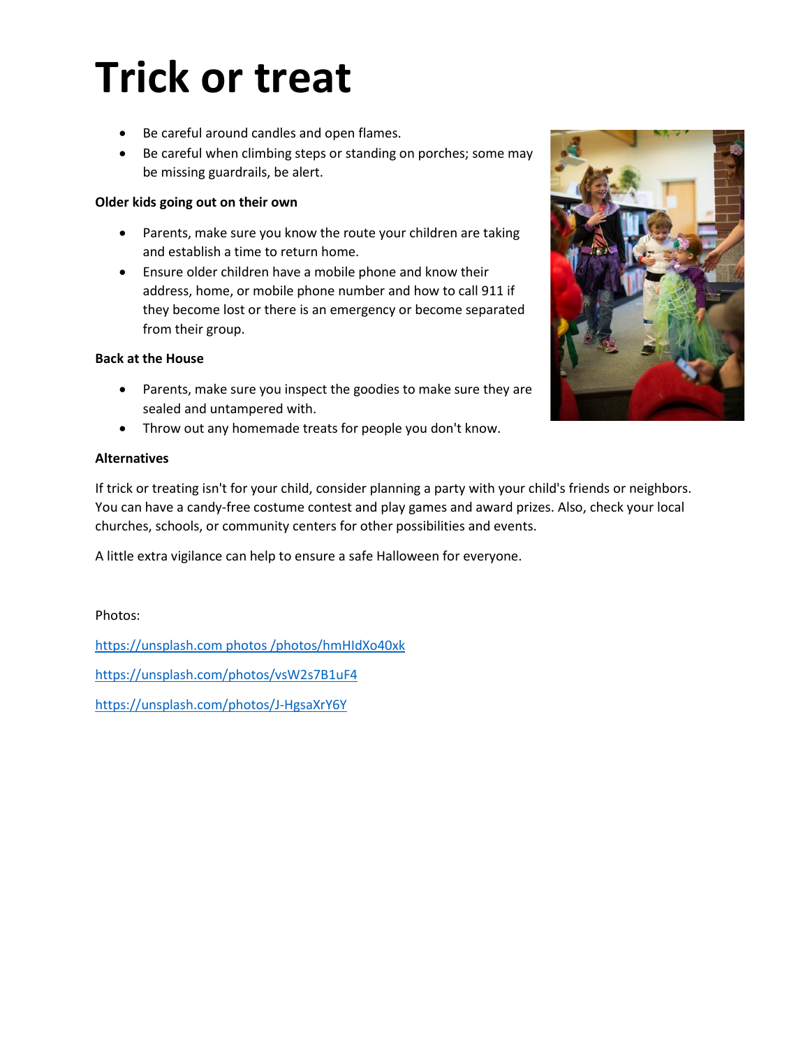# Trick or treat

- Be careful around candles and open flames.
- Be careful when climbing steps or standing on porches; some may be missing guardrails, be alert.

**Older kids going out on their own**

- Parents, make sure you know the route your children are taking and establish a time to return home.
- Ensure older children have a mobile phone and know their address, home, or mobile phone number and how to call 911 if they become lost or there is an emergency or become separated from their group.

**Back at the House**

- Parents, make sure you inspect the goodies to make sure they are sealed and untampered with.
- Throw out any homemade treats for people you don't know.

**Alternatives**

If trick or treating isn't for your child, consider planning a party with your child's friends or neighbors. You can have a candy-free costume contest and play games and award prizes. Also, check your local churches, schools, or community centers for other possibilities and events.

A little extra vigilance can help to ensure a safe Halloween for everyone.

Photos:

https://unsplash.com photos /photos/hmHIdXo40xk

https://unsplash.com/photos/vsW2s7B1uF4

https://unsplash.com/photos/J-HgsaXrY6Y